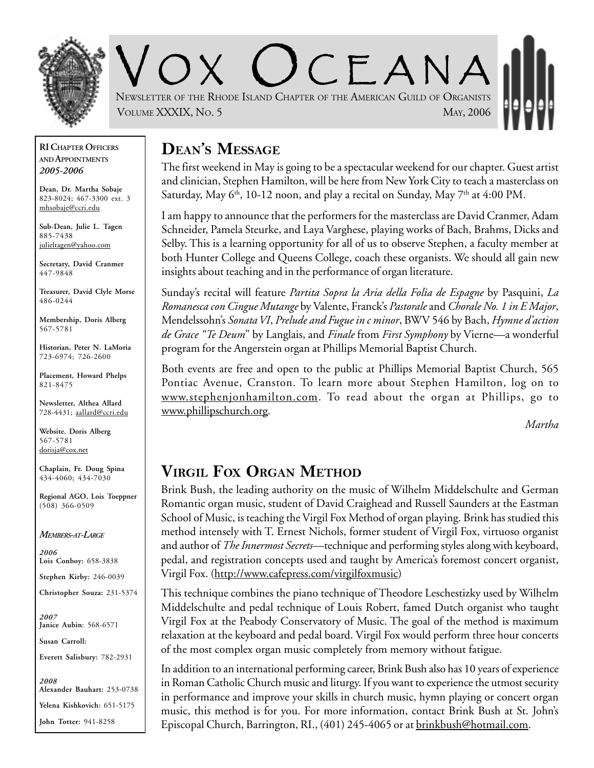# Vox Oceana

Newsletter of the Rhode Island Chapter of the American Guild of Organists

Volume XXXIX, No. 5 May, 2006

**RI Chapter Officers and Appointments *2005-2006***

**Dean, Dr. Martha Sobaje**
823-8024; 467-3300 ext. 3
mhsobaje@ccri.edu

**Sub-Dean, Julie L. Tagen**
885-7438
julieltagen@yahoo.com

**Secretary, David Cranmer**
447-9848

**Treasurer, David Clyle Morse**
486-0244

**Membership, Doris Alberg**
567-5781

**Historian, Peter N. LaMoria**
723-6974; 726-2600

**Placement, Howard Phelps**
821-8475

**Newsletter, Althea Allard**
728-4431; aallard@ccri.edu

**Website, Doris Alberg**
567-5781
dorisja@cox.net

**Chaplain, Fr. Doug Spina**
434-4060; 434-7030

**Regional AGO, Lois Toeppner**
(508) 366-0509

***Members-at-Large***

***2006***
**Lois Conboy:** 658-3838
**Stephen Kirby:** 246-0039
**Christopher Souza:** 231-5374

***2007***
**Janice Aubin**: 568-6571
**Susan Carroll:**
**Everett Salisbury:** 782-2931

***2008***
**Alexander Bauhart:** 253-0738
**Yelena Kishkovich:** 651-5175
**John Totter:** 941-8258

## Dean's Message

The first weekend in May is going to be a spectacular weekend for our chapter. Guest artist and clinician, Stephen Hamilton, will be here from New York City to teach a masterclass on Saturday, May 6th, 10-12 noon, and play a recital on Sunday, May 7th at 4:00 PM.

I am happy to announce that the performers for the masterclass are David Cranmer, Adam Schneider, Pamela Steurke, and Laya Varghese, playing works of Bach, Brahms, Dicks and Selby. This is a learning opportunity for all of us to observe Stephen, a faculty member at both Hunter College and Queens College, coach these organists. We should all gain new insights about teaching and in the performance of organ literature.

Sunday's recital will feature *Partita Sopra la Aria della Folia de Espagne* by Pasquini, *La Romanesca con Cingue Mutange* by Valente, Franck's *Pastorale* and *Chorale No. 1 in E Major*, Mendelssohn's *Sonata VI*, *Prelude and Fugue in c minor*, BWV 546 by Bach, *Hymne d'action de Grace "Te Deum"* by Langlais, and *Finale* from *First Symphony* by Vierne—a wonderful program for the Angerstein organ at Phillips Memorial Baptist Church.

Both events are free and open to the public at Phillips Memorial Baptist Church, 565 Pontiac Avenue, Cranston. To learn more about Stephen Hamilton, log on to www.stephenjonhamilton.com. To read about the organ at Phillips, go to www.phillipschurch.org.

*Martha*

## Virgil Fox Organ Method

Brink Bush, the leading authority on the music of Wilhelm Middelschulte and German Romantic organ music, student of David Craighead and Russell Saunders at the Eastman School of Music, is teaching the Virgil Fox Method of organ playing. Brink has studied this method intensely with T. Ernest Nichols, former student of Virgil Fox, virtuoso organist and author of *The Innermost Secrets*—technique and performing styles along with keyboard, pedal, and registration concepts used and taught by America's foremost concert organist, Virgil Fox. (http://www.cafepress.com/virgilfoxmusic)

This technique combines the piano technique of Theodore Leschestizky used by Wilhelm Middelschulte and pedal technique of Louis Robert, famed Dutch organist who taught Virgil Fox at the Peabody Conservatory of Music. The goal of the method is maximum relaxation at the keyboard and pedal board. Virgil Fox would perform three hour concerts of the most complex organ music completely from memory without fatigue.

In addition to an international performing career, Brink Bush also has 10 years of experience in Roman Catholic Church music and liturgy. If you want to experience the utmost security in performance and improve your skills in church music, hymn playing or concert organ music, this method is for you. For more information, contact Brink Bush at St. John's Episcopal Church, Barrington, RI., (401) 245-4065 or at brinkbush@hotmail.com.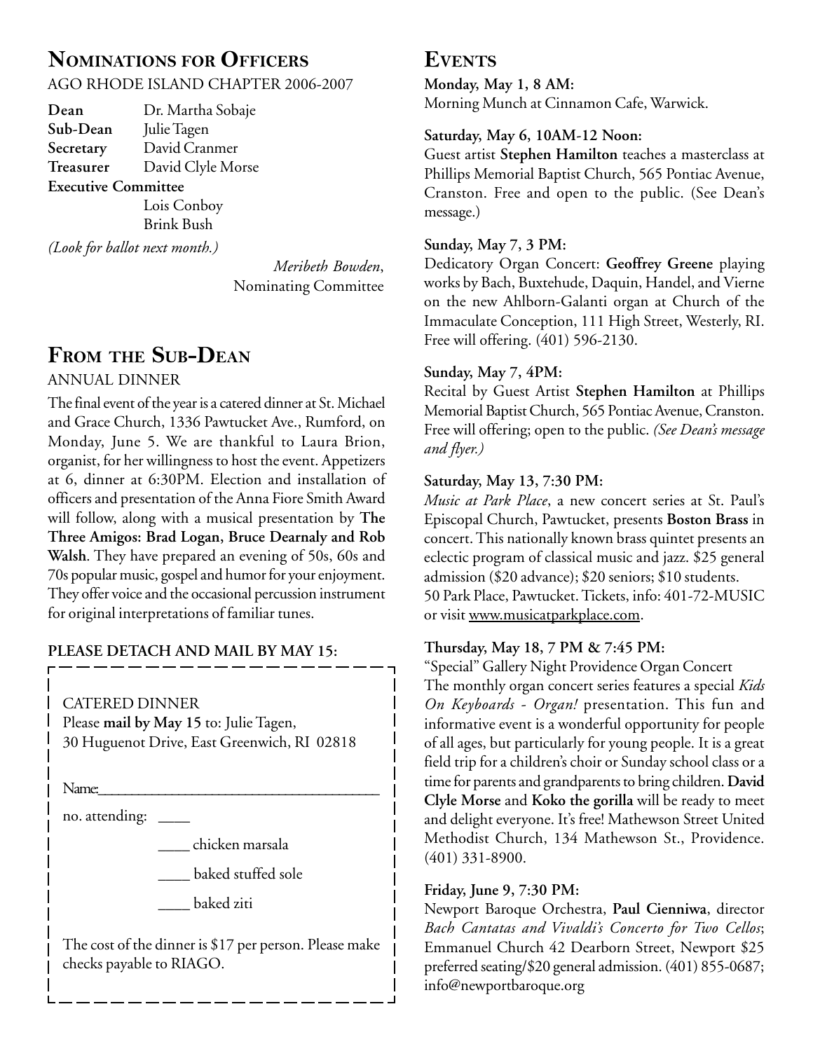## Nominations for Officers

AGO RHODE ISLAND CHAPTER 2006-2007

**Dean** Dr. Martha Sobaje
**Sub-Dean** Julie Tagen
**Secretary** David Cranmer
**Treasurer** David Clyle Morse
**Executive Committee**
Lois Conboy
Brink Bush

*(Look for ballot next month.)*

*Meribeth Bowden*,
Nominating Committee

## From the Sub-Dean

ANNUAL DINNER

The final event of the year is a catered dinner at St. Michael and Grace Church, 1336 Pawtucket Ave., Rumford, on Monday, June 5. We are thankful to Laura Brion, organist, for her willingness to host the event. Appetizers at 6, dinner at 6:30PM. Election and installation of officers and presentation of the Anna Fiore Smith Award will follow, along with a musical presentation by **The Three Amigos: Brad Logan, Bruce Dearnaly and Rob Walsh**. They have prepared an evening of 50s, 60s and 70s popular music, gospel and humor for your enjoyment. They offer voice and the occasional percussion instrument for original interpretations of familiar tunes.

**PLEASE DETACH AND MAIL BY MAY 15:**

CATERED DINNER
Please **mail by May 15** to: Julie Tagen,
30 Huguenot Drive, East Greenwich, RI 02818

Name:________________________________________

no. attending: ____

____ chicken marsala

____ baked stuffed sole

____ baked ziti

The cost of the dinner is $17 per person. Please make checks payable to RIAGO.

## Events

**Monday, May 1, 8 AM:**
Morning Munch at Cinnamon Cafe, Warwick.

**Saturday, May 6, 10AM-12 Noon:**
Guest artist **Stephen Hamilton** teaches a masterclass at Phillips Memorial Baptist Church, 565 Pontiac Avenue, Cranston. Free and open to the public. (See Dean's message.)

**Sunday, May 7, 3 PM:**
Dedicatory Organ Concert: **Geoffrey Greene** playing works by Bach, Buxtehude, Daquin, Handel, and Vierne on the new Ahlborn-Galanti organ at Church of the Immaculate Conception, 111 High Street, Westerly, RI. Free will offering. (401) 596-2130.

**Sunday, May 7, 4PM:**
Recital by Guest Artist **Stephen Hamilton** at Phillips Memorial Baptist Church, 565 Pontiac Avenue, Cranston. Free will offering; open to the public. *(See Dean's message and flyer.)*

**Saturday, May 13, 7:30 PM:**
*Music at Park Place*, a new concert series at St. Paul's Episcopal Church, Pawtucket, presents **Boston Brass** in concert. This nationally known brass quintet presents an eclectic program of classical music and jazz. $25 general admission ($20 advance); $20 seniors; $10 students.
50 Park Place, Pawtucket. Tickets, info: 401-72-MUSIC or visit www.musicatparkplace.com.

**Thursday, May 18, 7 PM & 7:45 PM:**
"Special" Gallery Night Providence Organ Concert
The monthly organ concert series features a special *Kids On Keyboards - Organ!* presentation. This fun and informative event is a wonderful opportunity for people of all ages, but particularly for young people. It is a great field trip for a children's choir or Sunday school class or a time for parents and grandparents to bring children. **David Clyle Morse** and **Koko the gorilla** will be ready to meet and delight everyone. It's free! Mathewson Street United Methodist Church, 134 Mathewson St., Providence. (401) 331-8900.

**Friday, June 9, 7:30 PM:**
Newport Baroque Orchestra, **Paul Cienniwa**, director
*Bach Cantatas and Vivaldi's Concerto for Two Cellos*; Emmanuel Church 42 Dearborn Street, Newport $25 preferred seating/$20 general admission. (401) 855-0687; info@newportbaroque.org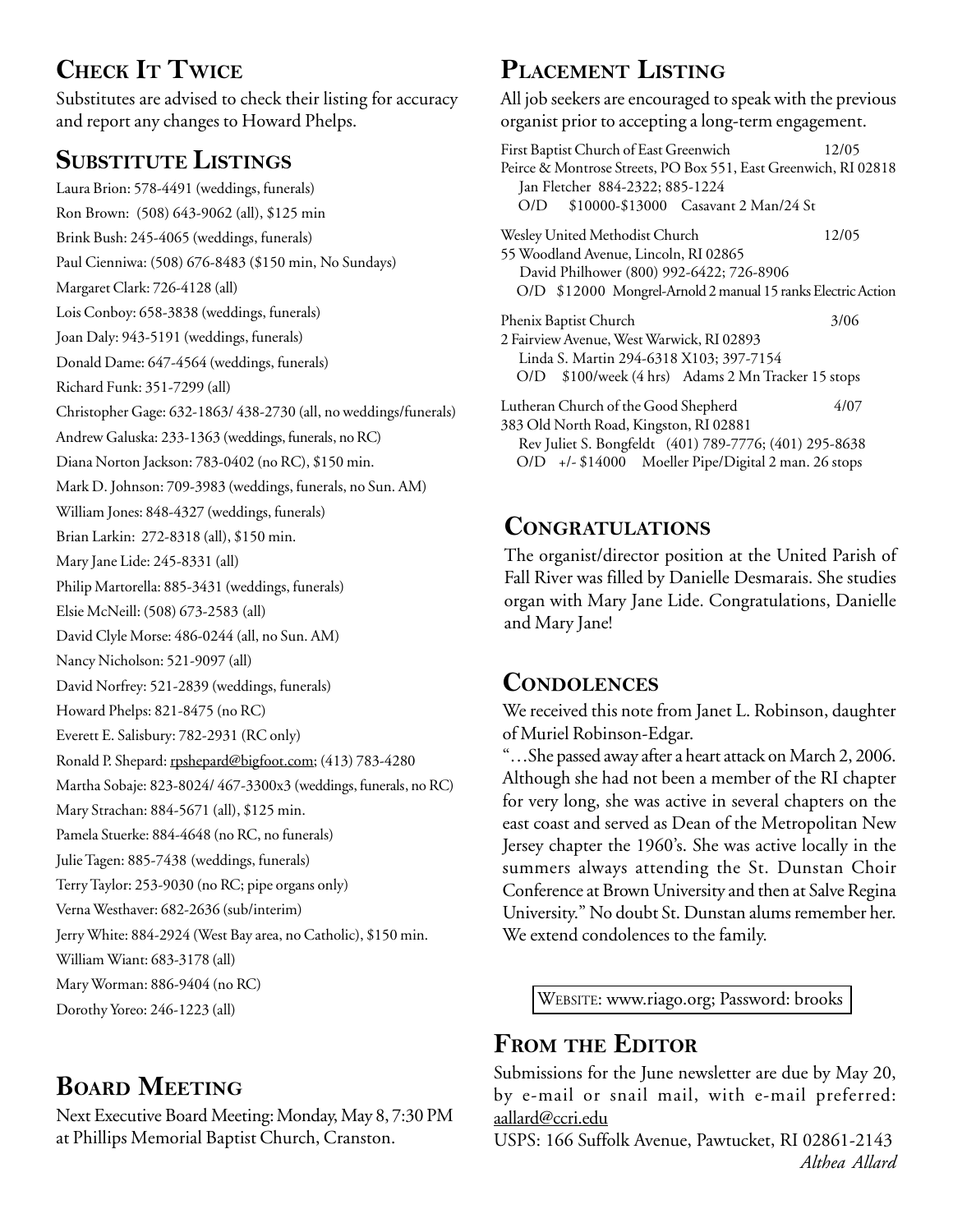## Check It Twice

Substitutes are advised to check their listing for accuracy and report any changes to Howard Phelps.

## Substitute Listings

Laura Brion: 578-4491 (weddings, funerals)
Ron Brown: (508) 643-9062 (all), $125 min
Brink Bush: 245-4065 (weddings, funerals)
Paul Cienniwa: (508) 676-8483 ($150 min, No Sundays)
Margaret Clark: 726-4128 (all)
Lois Conboy: 658-3838 (weddings, funerals)
Joan Daly: 943-5191 (weddings, funerals)
Donald Dame: 647-4564 (weddings, funerals)
Richard Funk: 351-7299 (all)
Christopher Gage: 632-1863/ 438-2730 (all, no weddings/funerals)
Andrew Galuska: 233-1363 (weddings, funerals, no RC)
Diana Norton Jackson: 783-0402 (no RC), $150 min.
Mark D. Johnson: 709-3983 (weddings, funerals, no Sun. AM)
William Jones: 848-4327 (weddings, funerals)
Brian Larkin: 272-8318 (all), $150 min.
Mary Jane Lide: 245-8331 (all)
Philip Martorella: 885-3431 (weddings, funerals)
Elsie McNeill: (508) 673-2583 (all)
David Clyle Morse: 486-0244 (all, no Sun. AM)
Nancy Nicholson: 521-9097 (all)
David Norfrey: 521-2839 (weddings, funerals)
Howard Phelps: 821-8475 (no RC)
Everett E. Salisbury: 782-2931 (RC only)
Ronald P. Shepard: rpshepard@bigfoot.com; (413) 783-4280
Martha Sobaje: 823-8024/ 467-3300x3 (weddings, funerals, no RC)
Mary Strachan: 884-5671 (all), $125 min.
Pamela Stuerke: 884-4648 (no RC, no funerals)
Julie Tagen: 885-7438 (weddings, funerals)
Terry Taylor: 253-9030 (no RC; pipe organs only)
Verna Westhaver: 682-2636 (sub/interim)
Jerry White: 884-2924 (West Bay area, no Catholic), $150 min.
William Wiant: 683-3178 (all)
Mary Worman: 886-9404 (no RC)
Dorothy Yoreo: 246-1223 (all)

## Board Meeting

Next Executive Board Meeting: Monday, May 8, 7:30 PM at Phillips Memorial Baptist Church, Cranston.

## Placement Listing

All job seekers are encouraged to speak with the previous organist prior to accepting a long-term engagement.

First Baptist Church of East Greenwich 12/05
Peirce & Montrose Streets, PO Box 551, East Greenwich, RI 02818
Jan Fletcher 884-2322; 885-1224
O/D $10000-$13000 Casavant 2 Man/24 St

Wesley United Methodist Church 12/05
55 Woodland Avenue, Lincoln, RI 02865
David Philhower (800) 992-6422; 726-8906
O/D $12000 Mongrel-Arnold 2 manual 15 ranks Electric Action

Phenix Baptist Church 3/06
2 Fairview Avenue, West Warwick, RI 02893
Linda S. Martin 294-6318 X103; 397-7154
O/D $100/week (4 hrs) Adams 2 Mn Tracker 15 stops

Lutheran Church of the Good Shepherd 4/07
383 Old North Road, Kingston, RI 02881
Rev Juliet S. Bongfeldt (401) 789-7776; (401) 295-8638
O/D +/- $14000 Moeller Pipe/Digital 2 man. 26 stops

## Congratulations

The organist/director position at the United Parish of Fall River was filled by Danielle Desmarais. She studies organ with Mary Jane Lide. Congratulations, Danielle and Mary Jane!

## Condolences

We received this note from Janet L. Robinson, daughter of Muriel Robinson-Edgar.

"…She passed away after a heart attack on March 2, 2006. Although she had not been a member of the RI chapter for very long, she was active in several chapters on the east coast and served as Dean of the Metropolitan New Jersey chapter the 1960's. She was active locally in the summers always attending the St. Dunstan Choir Conference at Brown University and then at Salve Regina University." No doubt St. Dunstan alums remember her. We extend condolences to the family.

Website: www.riago.org; Password: brooks

## From the Editor

Submissions for the June newsletter are due by May 20, by e-mail or snail mail, with e-mail preferred: aallard@ccri.edu

USPS: 166 Suffolk Avenue, Pawtucket, RI 02861-2143

*Althea Allard*